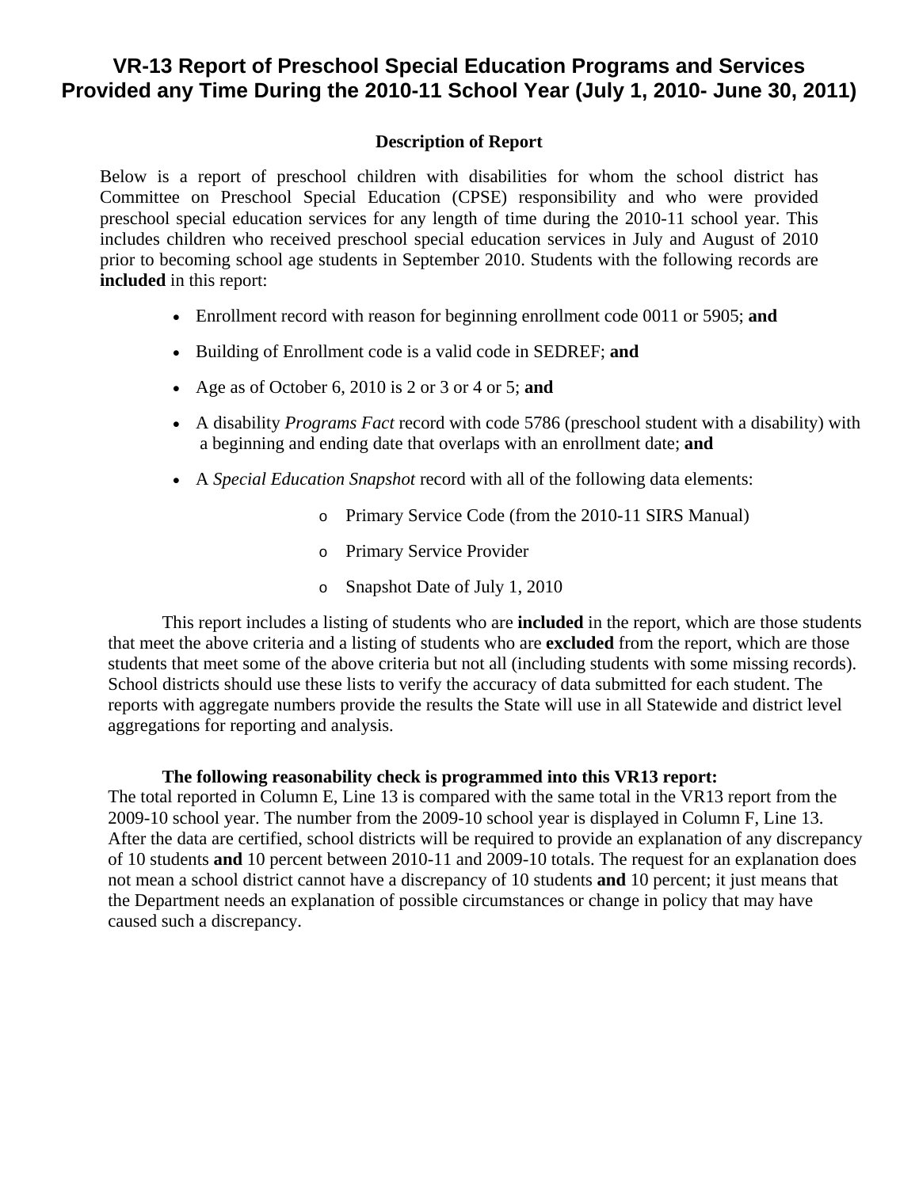# VR-13 Report of Preschool Special Education Programs and Services Provided any Time During the 2010-11 School Year (July 1, 2010- June 30, 2011)

### Description of Report

Below is a report of preschool children with disabilities for whom the school district has Committee on Preschool Special Education (CPSE) responsibility and who were provided preschool special education services for any length of time during the 2010-11 school year. This includes children who received preschool special education services in July and August of 2010 prior to becoming school age students in September 2010. Students with the following records are **included** in this report:

- Enrollment record with reason for beginning enrollment code 0011 or 5905; **and**
- Building of Enrollment code is a valid code in SEDREF; **and**
- Age as of October 6, 2010 is 2 or 3 or 4 or 5; **and**
- A disability *Programs Fact* record with code 5786 (preschool student with a disability) with a beginning and ending date that overlaps with an enrollment date; **and**
- A *Special Education Snapshot* record with all of the following data elements:
  - Primary Service Code (from the 2010-11 SIRS Manual)
  - Primary Service Provider
  - Snapshot Date of July 1, 2010

This report includes a listing of students who are **included** in the report, which are those students that meet the above criteria and a listing of students who are **excluded** from the report, which are those students that meet some of the above criteria but not all (including students with some missing records). School districts should use these lists to verify the accuracy of data submitted for each student. The reports with aggregate numbers provide the results the State will use in all Statewide and district level aggregations for reporting and analysis.

**The following reasonability check is programmed into this VR13 report:**
The total reported in Column E, Line 13 is compared with the same total in the VR13 report from the 2009-10 school year. The number from the 2009-10 school year is displayed in Column F, Line 13. After the data are certified, school districts will be required to provide an explanation of any discrepancy of 10 students **and** 10 percent between 2010-11 and 2009-10 totals. The request for an explanation does not mean a school district cannot have a discrepancy of 10 students **and** 10 percent; it just means that the Department needs an explanation of possible circumstances or change in policy that may have caused such a discrepancy.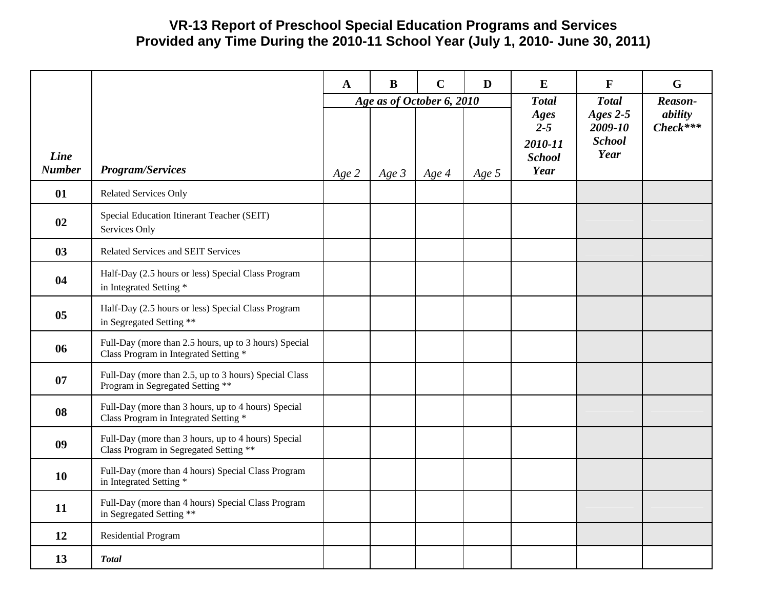# VR-13 Report of Preschool Special Education Programs and Services Provided any Time During the 2010-11 School Year (July 1, 2010- June 30, 2011)

| | | A | B | C | D | E | F | G |
|---|---|---|---|---|---|---|---|---|
| | | *Age as of October 6, 2010* | | | | *Total Ages 2-5 2010-11 School Year* | *Total Ages 2-5 2009-10 School Year* | *Reason-ability Check****** |
| ***Line Number*** | ***Program/Services*** | *Age 2* | *Age 3* | *Age 4* | *Age 5* | | | |
| **01** | Related Services Only | | | | | | | |
| **02** | Special Education Itinerant Teacher (SEIT) Services Only | | | | | | | |
| **03** | Related Services and SEIT Services | | | | | | | |
| **04** | Half-Day (2.5 hours or less) Special Class Program in Integrated Setting * | | | | | | | |
| **05** | Half-Day (2.5 hours or less) Special Class Program in Segregated Setting ** | | | | | | | |
| **06** | Full-Day (more than 2.5 hours, up to 3 hours) Special Class Program in Integrated Setting * | | | | | | | |
| **07** | Full-Day (more than 2.5, up to 3 hours) Special Class Program in Segregated Setting ** | | | | | | | |
| **08** | Full-Day (more than 3 hours, up to 4 hours) Special Class Program in Integrated Setting * | | | | | | | |
| **09** | Full-Day (more than 3 hours, up to 4 hours) Special Class Program in Segregated Setting ** | | | | | | | |
| **10** | Full-Day (more than 4 hours) Special Class Program in Integrated Setting * | | | | | | | |
| **11** | Full-Day (more than 4 hours) Special Class Program in Segregated Setting ** | | | | | | | |
| **12** | Residential Program | | | | | | | |
| **13** | ***Total*** | | | | | | | |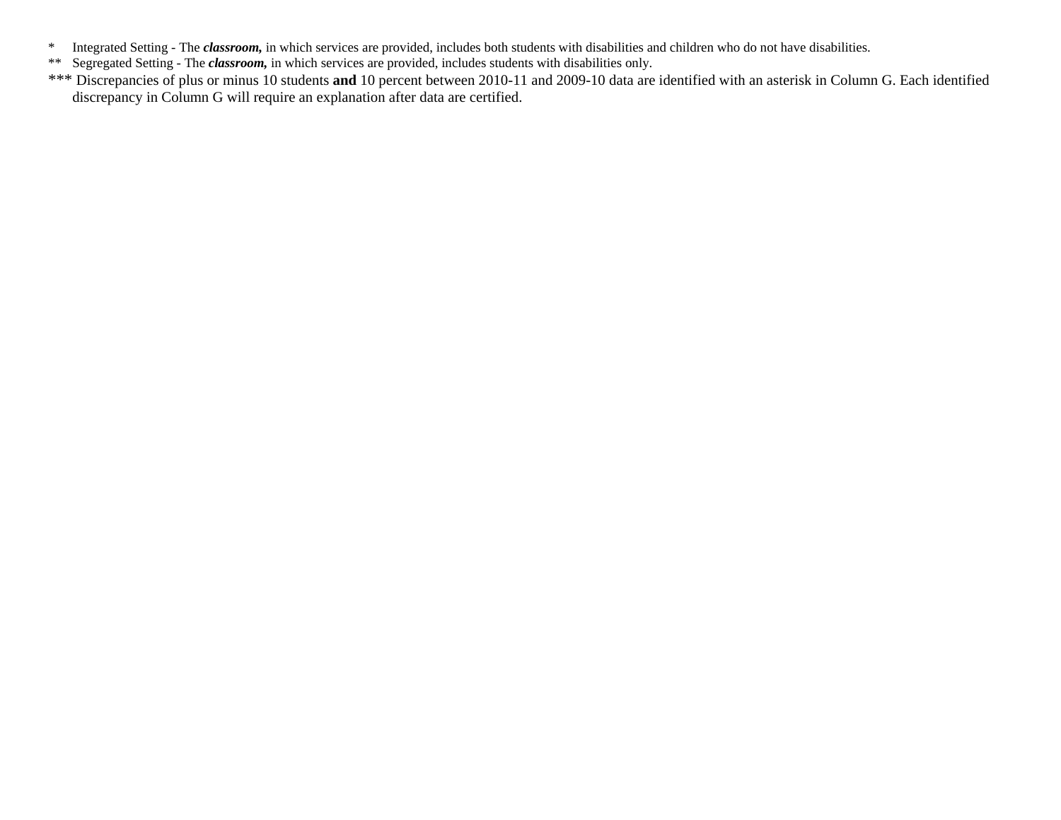\*    Integrated Setting - The ***classroom,*** in which services are provided, includes both students with disabilities and children who do not have disabilities.

\*\*   Segregated Setting - The ***classroom,*** in which services are provided, includes students with disabilities only.

\*\*\* Discrepancies of plus or minus 10 students **and** 10 percent between 2010-11 and 2009-10 data are identified with an asterisk in Column G. Each identified discrepancy in Column G will require an explanation after data are certified.